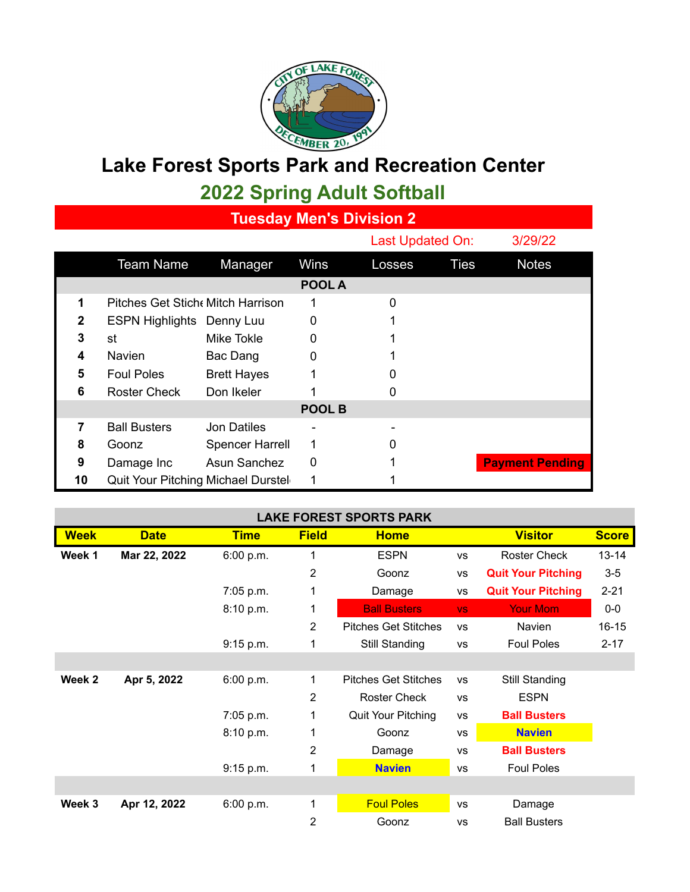# Lake Forest Sports Park and Recreation Center

## 2022 Spring Adult Softball

### Tuesday Men's Division 2

Last Updated On: 3/29/22

| | Team Name | Manager | Wins | Losses | Ties | Notes |
|---|---|---|---|---|---|---|
| | | | **POOL A** | | | |
| **1** | Pitches Get Stiche | Mitch Harrison | 1 | 0 | | |
| **2** | ESPN Highlights | Denny Luu | 0 | 1 | | |
| **3** | st | Mike Tokle | 0 | 1 | | |
| **4** | Navien | Bac Dang | 0 | 1 | | |
| **5** | Foul Poles | Brett Hayes | 1 | 0 | | |
| **6** | Roster Check | Don Ikeler | 1 | 0 | | |
| | | | **POOL B** | | | |
| **7** | Ball Busters | Jon Datiles | - | - | | |
| **8** | Goonz | Spencer Harrell | 1 | 0 | | |
| **9** | Damage Inc | Asun Sanchez | 0 | 1 | | **Payment Pending** |
| **10** | Quit Your Pitching | Michael Durstel | 1 | 1 | | |

**LAKE FOREST SPORTS PARK**

| Week | Date | Time | Field | Home | | Visitor | Score |
|---|---|---|---|---|---|---|---|
| **Week 1** | **Mar 22, 2022** | 6:00 p.m. | 1 | ESPN | vs | Roster Check | 13-14 |
| | | | 2 | Goonz | vs | **Quit Your Pitching** | 3-5 |
| | | 7:05 p.m. | 1 | Damage | vs | **Quit Your Pitching** | 2-21 |
| | | 8:10 p.m. | 1 | Ball Busters | vs | Your Mom | 0-0 |
| | | | 2 | Pitches Get Stitches | vs | Navien | 16-15 |
| | | 9:15 p.m. | 1 | Still Standing | vs | Foul Poles | 2-17 |
| | | | | | | | |
| **Week 2** | **Apr 5, 2022** | 6:00 p.m. | 1 | Pitches Get Stitches | vs | Still Standing | |
| | | | 2 | Roster Check | vs | ESPN | |
| | | 7:05 p.m. | 1 | Quit Your Pitching | vs | **Ball Busters** | |
| | | 8:10 p.m. | 1 | Goonz | vs | **Navien** | |
| | | | 2 | Damage | vs | **Ball Busters** | |
| | | 9:15 p.m. | 1 | **Navien** | vs | Foul Poles | |
| | | | | | | | |
| **Week 3** | **Apr 12, 2022** | 6:00 p.m. | 1 | Foul Poles | vs | Damage | |
| | | | 2 | Goonz | vs | Ball Busters | |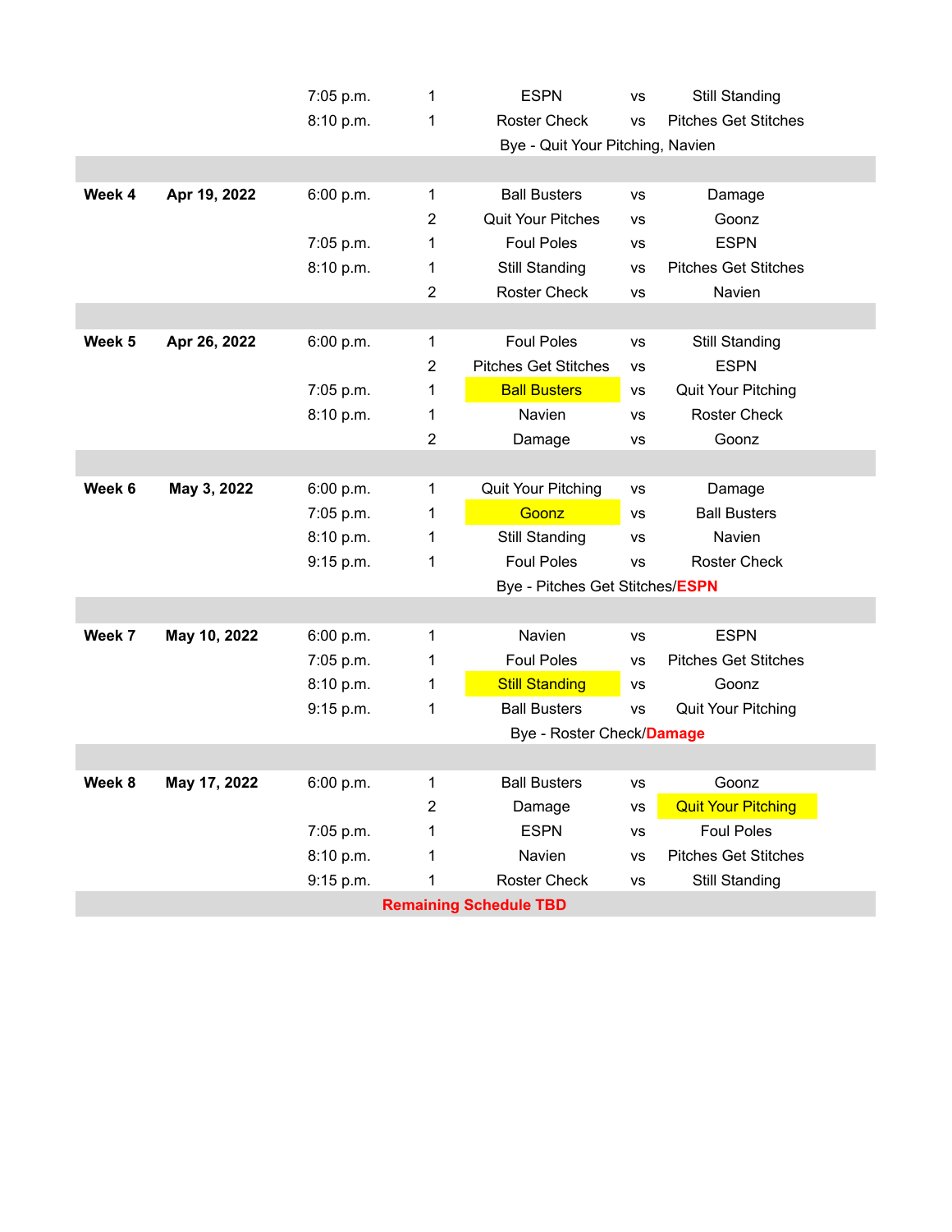| | | | | | | |
|---|---|---|---|---|---|---|
| | | 7:05 p.m. | 1 | ESPN | vs | Still Standing |
| | | 8:10 p.m. | 1 | Roster Check | vs | Pitches Get Stitches |
| | | | | Bye - Quit Your Pitching, Navien | | |
| | | | | | | |
| **Week 4** | **Apr 19, 2022** | 6:00 p.m. | 1 | Ball Busters | vs | Damage |
| | | | 2 | Quit Your Pitches | vs | Goonz |
| | | 7:05 p.m. | 1 | Foul Poles | vs | ESPN |
| | | 8:10 p.m. | 1 | Still Standing | vs | Pitches Get Stitches |
| | | | 2 | Roster Check | vs | Navien |
| | | | | | | |
| **Week 5** | **Apr 26, 2022** | 6:00 p.m. | 1 | Foul Poles | vs | Still Standing |
| | | | 2 | Pitches Get Stitches | vs | ESPN |
| | | 7:05 p.m. | 1 | Ball Busters | vs | Quit Your Pitching |
| | | 8:10 p.m. | 1 | Navien | vs | Roster Check |
| | | | 2 | Damage | vs | Goonz |
| | | | | | | |
| **Week 6** | **May 3, 2022** | 6:00 p.m. | 1 | Quit Your Pitching | vs | Damage |
| | | 7:05 p.m. | 1 | Goonz | vs | Ball Busters |
| | | 8:10 p.m. | 1 | Still Standing | vs | Navien |
| | | 9:15 p.m. | 1 | Foul Poles | vs | Roster Check |
| | | | | Bye - Pitches Get Stitches/**ESPN** | | |
| | | | | | | |
| **Week 7** | **May 10, 2022** | 6:00 p.m. | 1 | Navien | vs | ESPN |
| | | 7:05 p.m. | 1 | Foul Poles | vs | Pitches Get Stitches |
| | | 8:10 p.m. | 1 | Still Standing | vs | Goonz |
| | | 9:15 p.m. | 1 | Ball Busters | vs | Quit Your Pitching |
| | | | | Bye - Roster Check/**Damage** | | |
| | | | | | | |
| **Week 8** | **May 17, 2022** | 6:00 p.m. | 1 | Ball Busters | vs | Goonz |
| | | | 2 | Damage | vs | Quit Your Pitching |
| | | 7:05 p.m. | 1 | ESPN | vs | Foul Poles |
| | | 8:10 p.m. | 1 | Navien | vs | Pitches Get Stitches |
| | | 9:15 p.m. | 1 | Roster Check | vs | Still Standing |

**Remaining Schedule TBD**